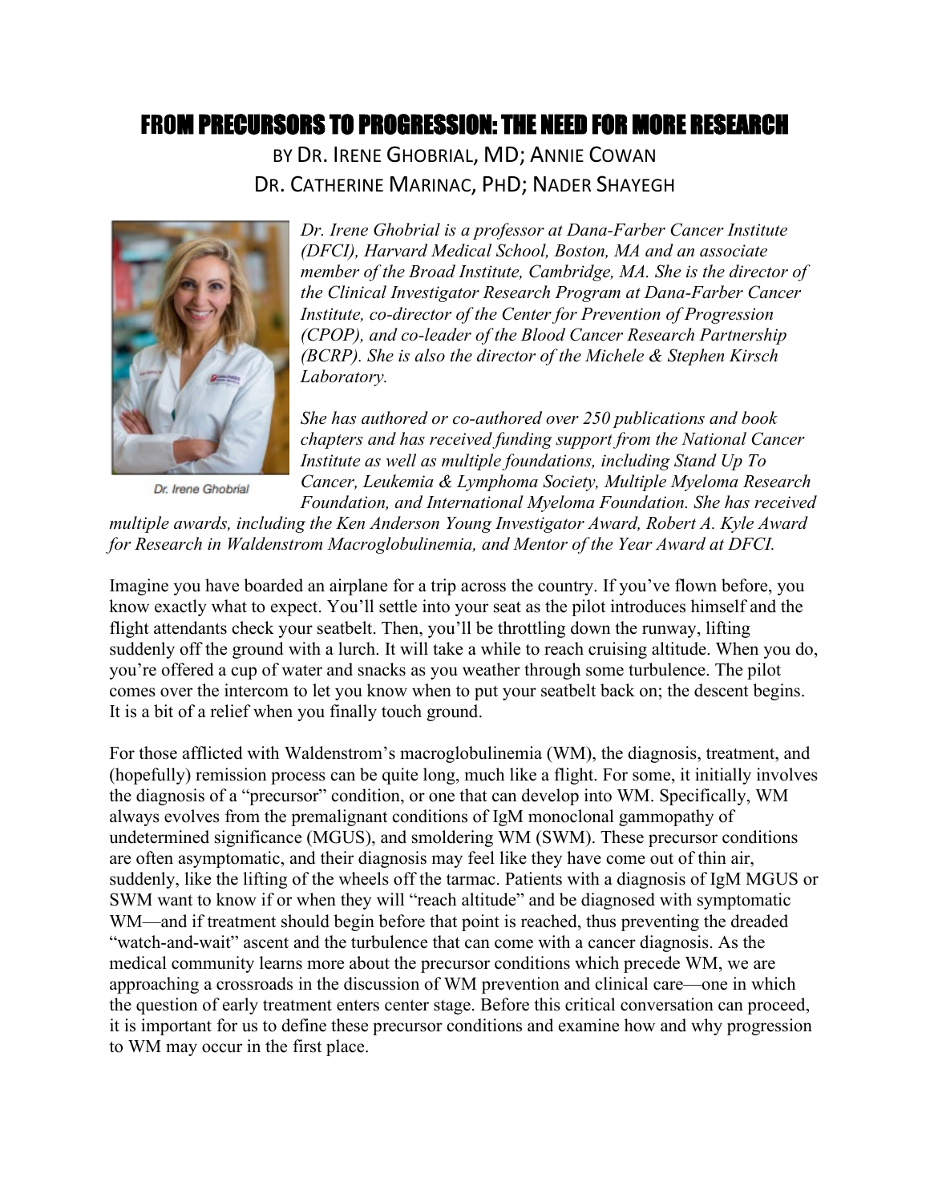# FROM PRECURSORS TO PROGRESSION: THE NEED FOR MORE RESEARCH

BY DR. IRENE GHOBRIAL, MD; ANNIE COWAN
DR. CATHERINE MARINAC, PHD; NADER SHAYEGH

Dr. Irene Ghobrial

*Dr. Irene Ghobrial is a professor at Dana-Farber Cancer Institute (DFCI), Harvard Medical School, Boston, MA and an associate member of the Broad Institute, Cambridge, MA. She is the director of the Clinical Investigator Research Program at Dana-Farber Cancer Institute, co-director of the Center for Prevention of Progression (CPOP), and co-leader of the Blood Cancer Research Partnership (BCRP). She is also the director of the Michele & Stephen Kirsch Laboratory.*

*She has authored or co-authored over 250 publications and book chapters and has received funding support from the National Cancer Institute as well as multiple foundations, including Stand Up To Cancer, Leukemia & Lymphoma Society, Multiple Myeloma Research Foundation, and International Myeloma Foundation. She has received multiple awards, including the Ken Anderson Young Investigator Award, Robert A. Kyle Award for Research in Waldenstrom Macroglobulinemia, and Mentor of the Year Award at DFCI.*

Imagine you have boarded an airplane for a trip across the country. If you've flown before, you know exactly what to expect. You'll settle into your seat as the pilot introduces himself and the flight attendants check your seatbelt. Then, you'll be throttling down the runway, lifting suddenly off the ground with a lurch. It will take a while to reach cruising altitude. When you do, you're offered a cup of water and snacks as you weather through some turbulence. The pilot comes over the intercom to let you know when to put your seatbelt back on; the descent begins. It is a bit of a relief when you finally touch ground.

For those afflicted with Waldenstrom's macroglobulinemia (WM), the diagnosis, treatment, and (hopefully) remission process can be quite long, much like a flight. For some, it initially involves the diagnosis of a "precursor" condition, or one that can develop into WM. Specifically, WM always evolves from the premalignant conditions of IgM monoclonal gammopathy of undetermined significance (MGUS), and smoldering WM (SWM). These precursor conditions are often asymptomatic, and their diagnosis may feel like they have come out of thin air, suddenly, like the lifting of the wheels off the tarmac. Patients with a diagnosis of IgM MGUS or SWM want to know if or when they will "reach altitude" and be diagnosed with symptomatic WM—and if treatment should begin before that point is reached, thus preventing the dreaded "watch-and-wait" ascent and the turbulence that can come with a cancer diagnosis. As the medical community learns more about the precursor conditions which precede WM, we are approaching a crossroads in the discussion of WM prevention and clinical care—one in which the question of early treatment enters center stage. Before this critical conversation can proceed, it is important for us to define these precursor conditions and examine how and why progression to WM may occur in the first place.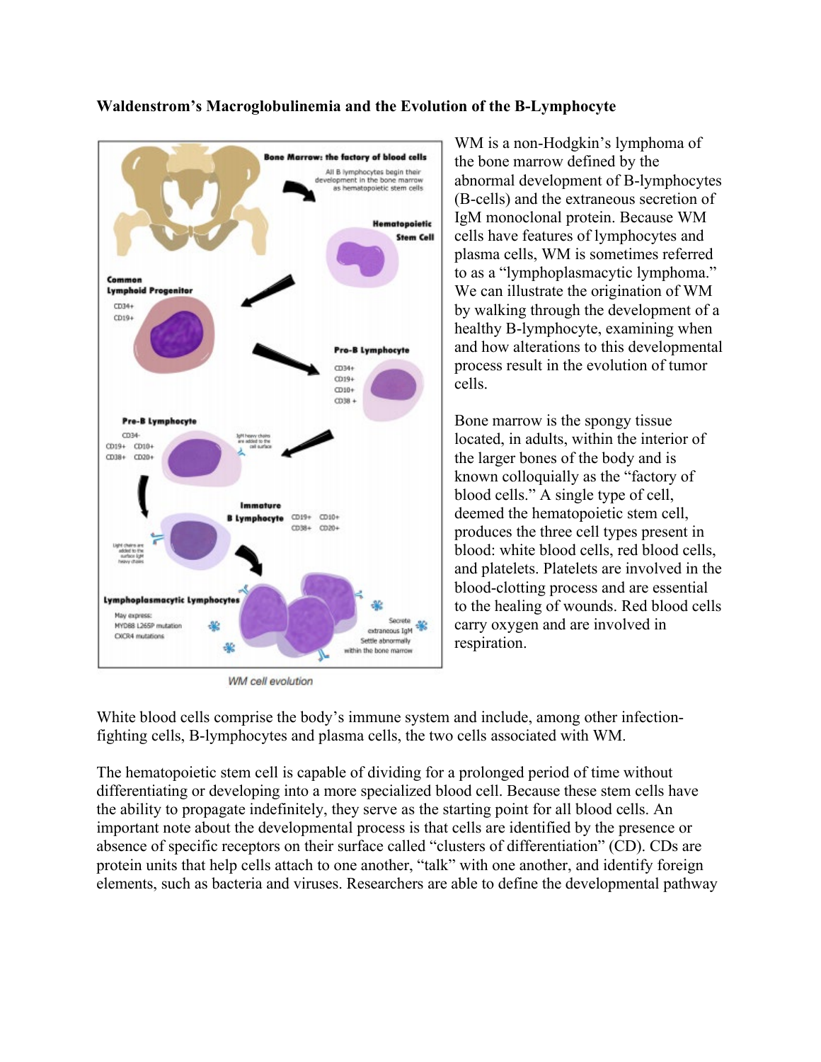**Waldenstrom's Macroglobulinemia and the Evolution of the B-Lymphocyte**

WM is a non-Hodgkin's lymphoma of the bone marrow defined by the abnormal development of B-lymphocytes (B-cells) and the extraneous secretion of IgM monoclonal protein. Because WM cells have features of lymphocytes and plasma cells, WM is sometimes referred to as a "lymphoplasmacytic lymphoma." We can illustrate the origination of WM by walking through the development of a healthy B-lymphocyte, examining when and how alterations to this developmental process result in the evolution of tumor cells.

Bone marrow is the spongy tissue located, in adults, within the interior of the larger bones of the body and is known colloquially as the "factory of blood cells." A single type of cell, deemed the hematopoietic stem cell, produces the three cell types present in blood: white blood cells, red blood cells, and platelets. Platelets are involved in the blood-clotting process and are essential to the healing of wounds. Red blood cells carry oxygen and are involved in respiration.

*WM cell evolution*

White blood cells comprise the body's immune system and include, among other infection-fighting cells, B-lymphocytes and plasma cells, the two cells associated with WM.

The hematopoietic stem cell is capable of dividing for a prolonged period of time without differentiating or developing into a more specialized blood cell. Because these stem cells have the ability to propagate indefinitely, they serve as the starting point for all blood cells. An important note about the developmental process is that cells are identified by the presence or absence of specific receptors on their surface called "clusters of differentiation" (CD). CDs are protein units that help cells attach to one another, "talk" with one another, and identify foreign elements, such as bacteria and viruses. Researchers are able to define the developmental pathway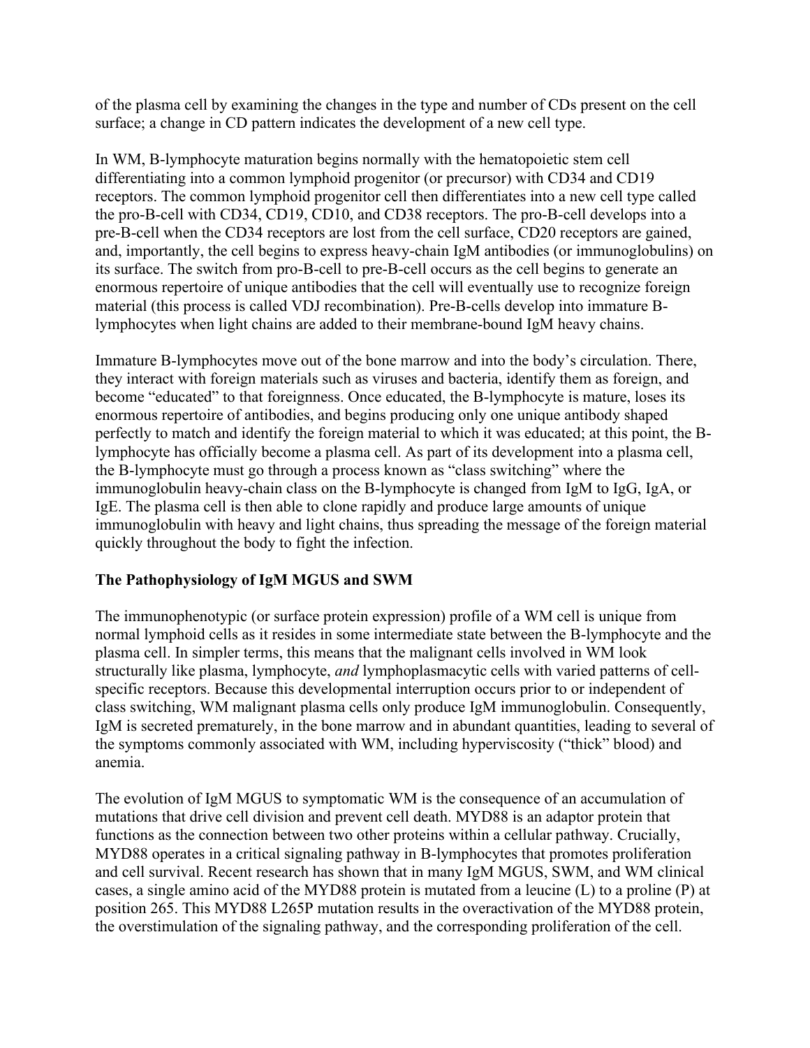of the plasma cell by examining the changes in the type and number of CDs present on the cell surface; a change in CD pattern indicates the development of a new cell type.

In WM, B-lymphocyte maturation begins normally with the hematopoietic stem cell differentiating into a common lymphoid progenitor (or precursor) with CD34 and CD19 receptors. The common lymphoid progenitor cell then differentiates into a new cell type called the pro-B-cell with CD34, CD19, CD10, and CD38 receptors. The pro-B-cell develops into a pre-B-cell when the CD34 receptors are lost from the cell surface, CD20 receptors are gained, and, importantly, the cell begins to express heavy-chain IgM antibodies (or immunoglobulins) on its surface. The switch from pro-B-cell to pre-B-cell occurs as the cell begins to generate an enormous repertoire of unique antibodies that the cell will eventually use to recognize foreign material (this process is called VDJ recombination). Pre-B-cells develop into immature B-lymphocytes when light chains are added to their membrane-bound IgM heavy chains.

Immature B-lymphocytes move out of the bone marrow and into the body's circulation. There, they interact with foreign materials such as viruses and bacteria, identify them as foreign, and become "educated" to that foreignness. Once educated, the B-lymphocyte is mature, loses its enormous repertoire of antibodies, and begins producing only one unique antibody shaped perfectly to match and identify the foreign material to which it was educated; at this point, the B-lymphocyte has officially become a plasma cell. As part of its development into a plasma cell, the B-lymphocyte must go through a process known as "class switching" where the immunoglobulin heavy-chain class on the B-lymphocyte is changed from IgM to IgG, IgA, or IgE. The plasma cell is then able to clone rapidly and produce large amounts of unique immunoglobulin with heavy and light chains, thus spreading the message of the foreign material quickly throughout the body to fight the infection.

## The Pathophysiology of IgM MGUS and SWM

The immunophenotypic (or surface protein expression) profile of a WM cell is unique from normal lymphoid cells as it resides in some intermediate state between the B-lymphocyte and the plasma cell. In simpler terms, this means that the malignant cells involved in WM look structurally like plasma, lymphocyte, *and* lymphoplasmacytic cells with varied patterns of cell-specific receptors. Because this developmental interruption occurs prior to or independent of class switching, WM malignant plasma cells only produce IgM immunoglobulin. Consequently, IgM is secreted prematurely, in the bone marrow and in abundant quantities, leading to several of the symptoms commonly associated with WM, including hyperviscosity ("thick" blood) and anemia.

The evolution of IgM MGUS to symptomatic WM is the consequence of an accumulation of mutations that drive cell division and prevent cell death. MYD88 is an adaptor protein that functions as the connection between two other proteins within a cellular pathway. Crucially, MYD88 operates in a critical signaling pathway in B-lymphocytes that promotes proliferation and cell survival. Recent research has shown that in many IgM MGUS, SWM, and WM clinical cases, a single amino acid of the MYD88 protein is mutated from a leucine (L) to a proline (P) at position 265. This MYD88 L265P mutation results in the overactivation of the MYD88 protein, the overstimulation of the signaling pathway, and the corresponding proliferation of the cell.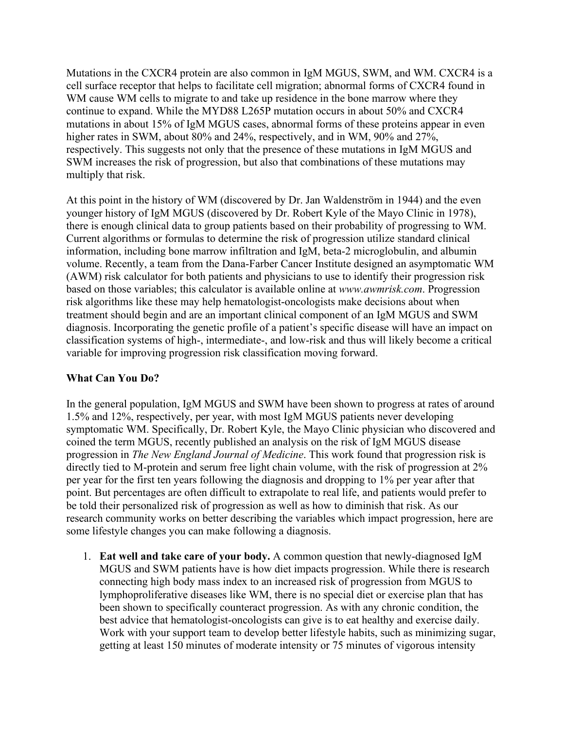Mutations in the CXCR4 protein are also common in IgM MGUS, SWM, and WM. CXCR4 is a cell surface receptor that helps to facilitate cell migration; abnormal forms of CXCR4 found in WM cause WM cells to migrate to and take up residence in the bone marrow where they continue to expand. While the MYD88 L265P mutation occurs in about 50% and CXCR4 mutations in about 15% of IgM MGUS cases, abnormal forms of these proteins appear in even higher rates in SWM, about 80% and 24%, respectively, and in WM, 90% and 27%, respectively. This suggests not only that the presence of these mutations in IgM MGUS and SWM increases the risk of progression, but also that combinations of these mutations may multiply that risk.

At this point in the history of WM (discovered by Dr. Jan Waldenström in 1944) and the even younger history of IgM MGUS (discovered by Dr. Robert Kyle of the Mayo Clinic in 1978), there is enough clinical data to group patients based on their probability of progressing to WM. Current algorithms or formulas to determine the risk of progression utilize standard clinical information, including bone marrow infiltration and IgM, beta-2 microglobulin, and albumin volume. Recently, a team from the Dana-Farber Cancer Institute designed an asymptomatic WM (AWM) risk calculator for both patients and physicians to use to identify their progression risk based on those variables; this calculator is available online at *www.awmrisk.com*. Progression risk algorithms like these may help hematologist-oncologists make decisions about when treatment should begin and are an important clinical component of an IgM MGUS and SWM diagnosis. Incorporating the genetic profile of a patient's specific disease will have an impact on classification systems of high-, intermediate-, and low-risk and thus will likely become a critical variable for improving progression risk classification moving forward.

**What Can You Do?**

In the general population, IgM MGUS and SWM have been shown to progress at rates of around 1.5% and 12%, respectively, per year, with most IgM MGUS patients never developing symptomatic WM. Specifically, Dr. Robert Kyle, the Mayo Clinic physician who discovered and coined the term MGUS, recently published an analysis on the risk of IgM MGUS disease progression in *The New England Journal of Medicine*. This work found that progression risk is directly tied to M-protein and serum free light chain volume, with the risk of progression at 2% per year for the first ten years following the diagnosis and dropping to 1% per year after that point. But percentages are often difficult to extrapolate to real life, and patients would prefer to be told their personalized risk of progression as well as how to diminish that risk. As our research community works on better describing the variables which impact progression, here are some lifestyle changes you can make following a diagnosis.

1. **Eat well and take care of your body.** A common question that newly-diagnosed IgM MGUS and SWM patients have is how diet impacts progression. While there is research connecting high body mass index to an increased risk of progression from MGUS to lymphoproliferative diseases like WM, there is no special diet or exercise plan that has been shown to specifically counteract progression. As with any chronic condition, the best advice that hematologist-oncologists can give is to eat healthy and exercise daily. Work with your support team to develop better lifestyle habits, such as minimizing sugar, getting at least 150 minutes of moderate intensity or 75 minutes of vigorous intensity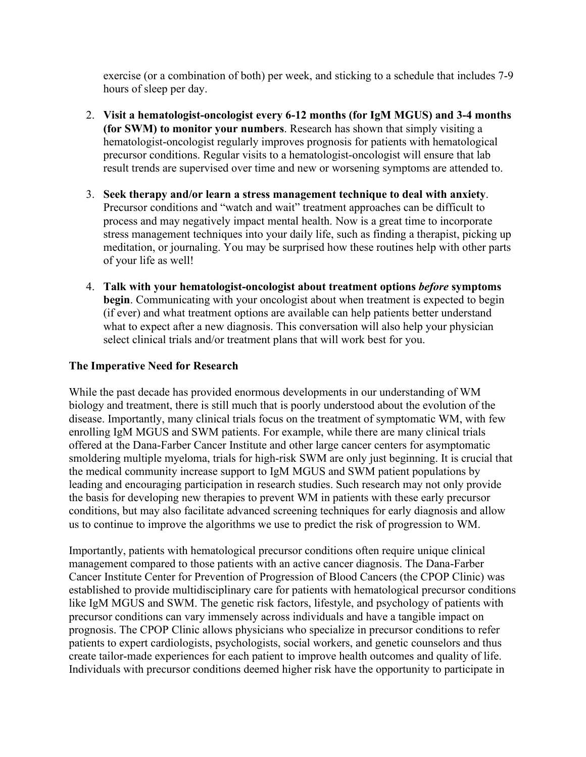exercise (or a combination of both) per week, and sticking to a schedule that includes 7-9 hours of sleep per day.

2. **Visit a hematologist-oncologist every 6-12 months (for IgM MGUS) and 3-4 months (for SWM) to monitor your numbers**. Research has shown that simply visiting a hematologist-oncologist regularly improves prognosis for patients with hematological precursor conditions. Regular visits to a hematologist-oncologist will ensure that lab result trends are supervised over time and new or worsening symptoms are attended to.

3. **Seek therapy and/or learn a stress management technique to deal with anxiety**. Precursor conditions and "watch and wait" treatment approaches can be difficult to process and may negatively impact mental health. Now is a great time to incorporate stress management techniques into your daily life, such as finding a therapist, picking up meditation, or journaling. You may be surprised how these routines help with other parts of your life as well!

4. **Talk with your hematologist-oncologist about treatment options *before* symptoms begin**. Communicating with your oncologist about when treatment is expected to begin (if ever) and what treatment options are available can help patients better understand what to expect after a new diagnosis. This conversation will also help your physician select clinical trials and/or treatment plans that will work best for you.

**The Imperative Need for Research**

While the past decade has provided enormous developments in our understanding of WM biology and treatment, there is still much that is poorly understood about the evolution of the disease. Importantly, many clinical trials focus on the treatment of symptomatic WM, with few enrolling IgM MGUS and SWM patients. For example, while there are many clinical trials offered at the Dana-Farber Cancer Institute and other large cancer centers for asymptomatic smoldering multiple myeloma, trials for high-risk SWM are only just beginning. It is crucial that the medical community increase support to IgM MGUS and SWM patient populations by leading and encouraging participation in research studies. Such research may not only provide the basis for developing new therapies to prevent WM in patients with these early precursor conditions, but may also facilitate advanced screening techniques for early diagnosis and allow us to continue to improve the algorithms we use to predict the risk of progression to WM.

Importantly, patients with hematological precursor conditions often require unique clinical management compared to those patients with an active cancer diagnosis. The Dana-Farber Cancer Institute Center for Prevention of Progression of Blood Cancers (the CPOP Clinic) was established to provide multidisciplinary care for patients with hematological precursor conditions like IgM MGUS and SWM. The genetic risk factors, lifestyle, and psychology of patients with precursor conditions can vary immensely across individuals and have a tangible impact on prognosis. The CPOP Clinic allows physicians who specialize in precursor conditions to refer patients to expert cardiologists, psychologists, social workers, and genetic counselors and thus create tailor-made experiences for each patient to improve health outcomes and quality of life. Individuals with precursor conditions deemed higher risk have the opportunity to participate in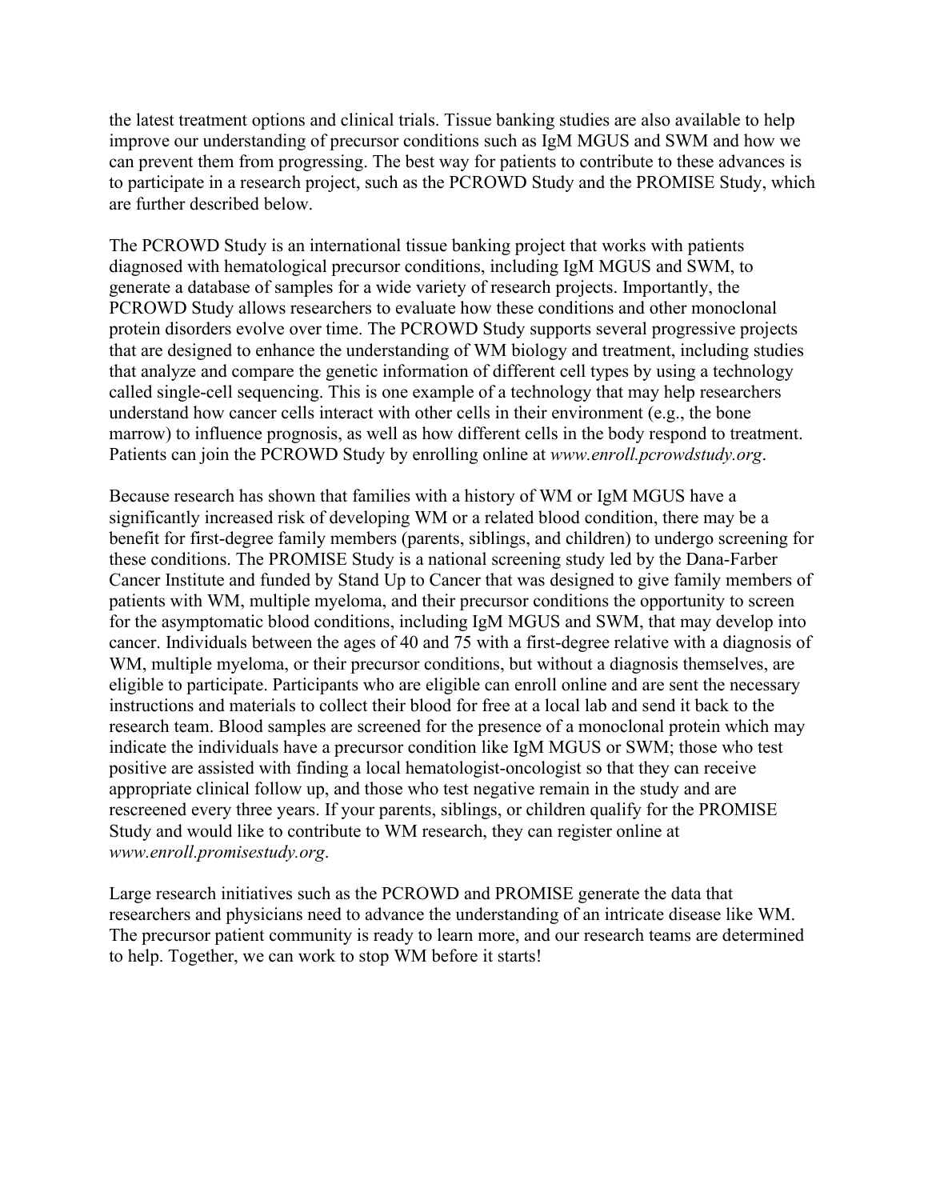the latest treatment options and clinical trials. Tissue banking studies are also available to help improve our understanding of precursor conditions such as IgM MGUS and SWM and how we can prevent them from progressing. The best way for patients to contribute to these advances is to participate in a research project, such as the PCROWD Study and the PROMISE Study, which are further described below.

The PCROWD Study is an international tissue banking project that works with patients diagnosed with hematological precursor conditions, including IgM MGUS and SWM, to generate a database of samples for a wide variety of research projects. Importantly, the PCROWD Study allows researchers to evaluate how these conditions and other monoclonal protein disorders evolve over time. The PCROWD Study supports several progressive projects that are designed to enhance the understanding of WM biology and treatment, including studies that analyze and compare the genetic information of different cell types by using a technology called single-cell sequencing. This is one example of a technology that may help researchers understand how cancer cells interact with other cells in their environment (e.g., the bone marrow) to influence prognosis, as well as how different cells in the body respond to treatment. Patients can join the PCROWD Study by enrolling online at *www.enroll.pcrowdstudy.org*.

Because research has shown that families with a history of WM or IgM MGUS have a significantly increased risk of developing WM or a related blood condition, there may be a benefit for first-degree family members (parents, siblings, and children) to undergo screening for these conditions. The PROMISE Study is a national screening study led by the Dana-Farber Cancer Institute and funded by Stand Up to Cancer that was designed to give family members of patients with WM, multiple myeloma, and their precursor conditions the opportunity to screen for the asymptomatic blood conditions, including IgM MGUS and SWM, that may develop into cancer. Individuals between the ages of 40 and 75 with a first-degree relative with a diagnosis of WM, multiple myeloma, or their precursor conditions, but without a diagnosis themselves, are eligible to participate. Participants who are eligible can enroll online and are sent the necessary instructions and materials to collect their blood for free at a local lab and send it back to the research team. Blood samples are screened for the presence of a monoclonal protein which may indicate the individuals have a precursor condition like IgM MGUS or SWM; those who test positive are assisted with finding a local hematologist-oncologist so that they can receive appropriate clinical follow up, and those who test negative remain in the study and are rescreened every three years. If your parents, siblings, or children qualify for the PROMISE Study and would like to contribute to WM research, they can register online at *www.enroll.promisestudy.org*.

Large research initiatives such as the PCROWD and PROMISE generate the data that researchers and physicians need to advance the understanding of an intricate disease like WM. The precursor patient community is ready to learn more, and our research teams are determined to help. Together, we can work to stop WM before it starts!